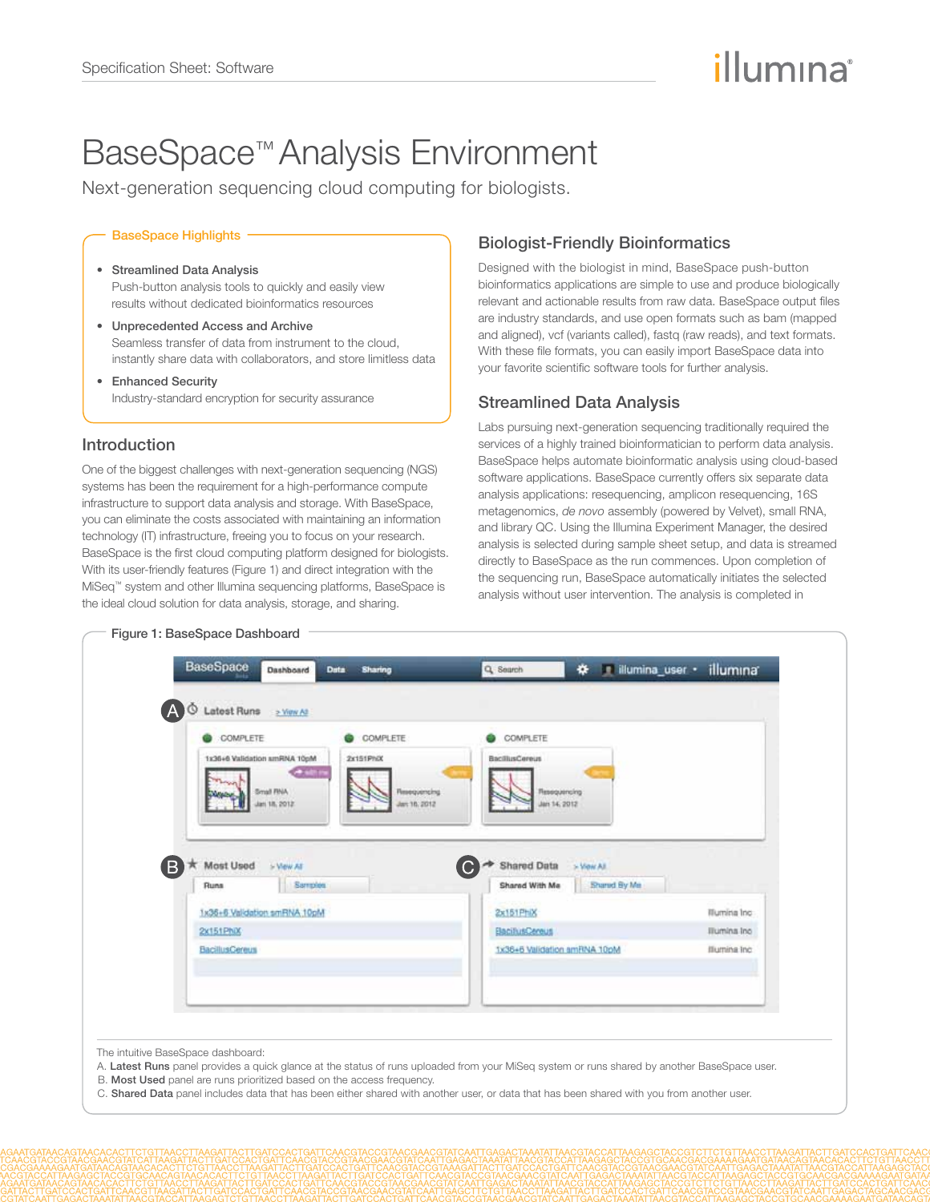# BaseSpace™ Analysis Environment

Next-generation sequencing cloud computing for biologists.

## BaseSpace Highlights

- **Streamlined Data Analysis**
  Push-button analysis tools to quickly and easily view results without dedicated bioinformatics resources
- **Unprecedented Access and Archive**
  Seamless transfer of data from instrument to the cloud, instantly share data with collaborators, and store limitless data
- **Enhanced Security**
  Industry-standard encryption for security assurance

## Introduction

One of the biggest challenges with next-generation sequencing (NGS) systems has been the requirement for a high-performance compute infrastructure to support data analysis and storage. With BaseSpace, you can eliminate the costs associated with maintaining an information technology (IT) infrastructure, freeing you to focus on your research. BaseSpace is the first cloud computing platform designed for biologists. With its user-friendly features (Figure 1) and direct integration with the MiSeq™ system and other Illumina sequencing platforms, BaseSpace is the ideal cloud solution for data analysis, storage, and sharing.

## Biologist-Friendly Bioinformatics

Designed with the biologist in mind, BaseSpace push-button bioinformatics applications are simple to use and produce biologically relevant and actionable results from raw data. BaseSpace output files are industry standards, and use open formats such as bam (mapped and aligned), vcf (variants called), fastq (raw reads), and text formats. With these file formats, you can easily import BaseSpace data into your favorite scientific software tools for further analysis.

## Streamlined Data Analysis

Labs pursuing next-generation sequencing traditionally required the services of a highly trained bioinformatician to perform data analysis. BaseSpace helps automate bioinformatic analysis using cloud-based software applications. BaseSpace currently offers six separate data analysis applications: resequencing, amplicon resequencing, 16S metagenomics, *de novo* assembly (powered by Velvet), small RNA, and library QC. Using the Illumina Experiment Manager, the desired analysis is selected during sample sheet setup, and data is streamed directly to BaseSpace as the run commences. Upon completion of the sequencing run, BaseSpace automatically initiates the selected analysis without user intervention. The analysis is completed in

**Figure 1: BaseSpace Dashboard**

The intuitive BaseSpace dashboard:
A. **Latest Runs** panel provides a quick glance at the status of runs uploaded from your MiSeq system or runs shared by another BaseSpace user.
B. **Most Used** panel are runs prioritized based on the access frequency.
C. **Shared Data** panel includes data that has been either shared with another user, or data that has been shared with you from another user.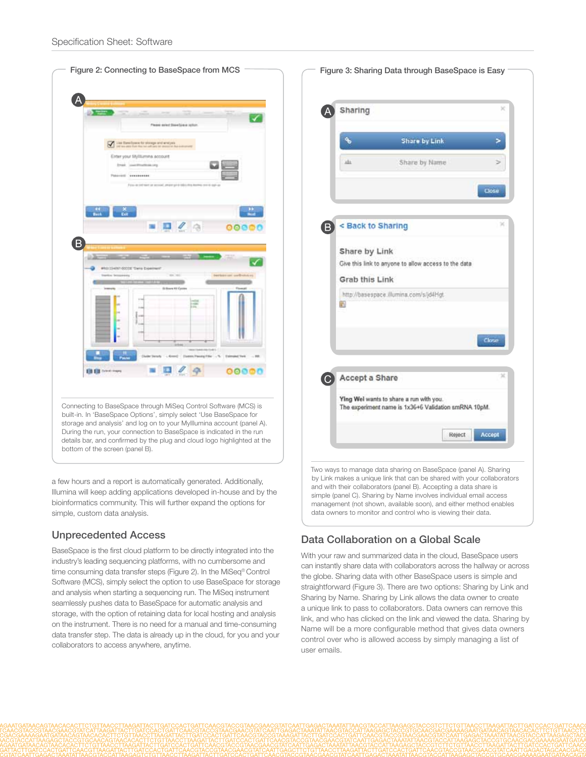**Figure 2: Connecting to BaseSpace from MCS**

Connecting to BaseSpace through MiSeq Control Software (MCS) is built-in. In 'BaseSpace Options', simply select 'Use BaseSpace for storage and analysis' and log on to your MyIllumina account (panel A). During the run, your connection to BaseSpace is indicated in the run details bar, and confirmed by the plug and cloud logo highlighted at the bottom of the screen (panel B).

a few hours and a report is automatically generated. Additionally, Illumina will keep adding applications developed in-house and by the bioinformatics community. This will further expand the options for simple, custom data analysis.

## Unprecedented Access

BaseSpace is the first cloud platform to be directly integrated into the industry's leading sequencing platforms, with no cumbersome and time consuming data transfer steps (Figure 2). In the MiSeq® Control Software (MCS), simply select the option to use BaseSpace for storage and analysis when starting a sequencing run. The MiSeq instrument seamlessly pushes data to BaseSpace for automatic analysis and storage, with the option of retaining data for local hosting and analysis on the instrument. There is no need for a manual and time-consuming data transfer step. The data is already up in the cloud, for you and your collaborators to access anywhere, anytime.

**Figure 3: Sharing Data through BaseSpace is Easy**

Two ways to manage data sharing on BaseSpace (panel A). Sharing by Link makes a unique link that can be shared with your collaborators and with their collaborators (panel B). Accepting a data share is simple (panel C). Sharing by Name involves individual email access management (not shown, available soon), and either method enables data owners to monitor and control who is viewing their data.

## Data Collaboration on a Global Scale

With your raw and summarized data in the cloud, BaseSpace users can instantly share data with collaborators across the hallway or across the globe. Sharing data with other BaseSpace users is simple and straightforward (Figure 3). There are two options: Sharing by Link and Sharing by Name. Sharing by Link allows the data owner to create a unique link to pass to collaborators. Data owners can remove this link, and who has clicked on the link and viewed the data. Sharing by Name will be a more configurable method that gives data owners control over who is allowed access by simply managing a list of user emails.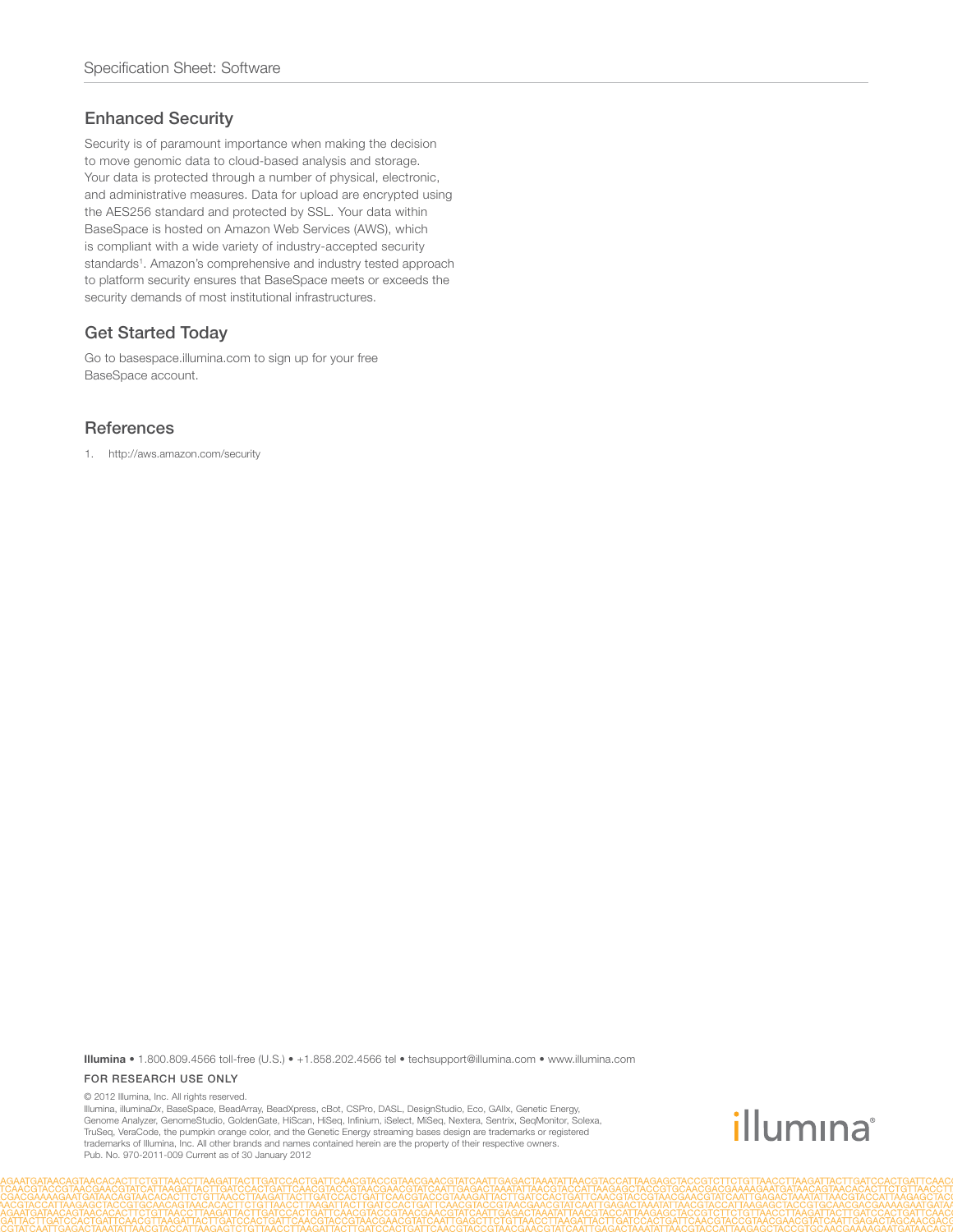## Enhanced Security

Security is of paramount importance when making the decision to move genomic data to cloud-based analysis and storage. Your data is protected through a number of physical, electronic, and administrative measures. Data for upload are encrypted using the AES256 standard and protected by SSL. Your data within BaseSpace is hosted on Amazon Web Services (AWS), which is compliant with a wide variety of industry-accepted security standards[1]. Amazon's comprehensive and industry tested approach to platform security ensures that BaseSpace meets or exceeds the security demands of most institutional infrastructures.

## Get Started Today

Go to basespace.illumina.com to sign up for your free BaseSpace account.

## References

1. http://aws.amazon.com/security

**Illumina** • 1.800.809.4566 toll-free (U.S.) • +1.858.202.4566 tel • techsupport@illumina.com • www.illumina.com

FOR RESEARCH USE ONLY

© 2012 Illumina, Inc. All rights reserved.
Illumina, illumina*Dx*, BaseSpace, BeadArray, BeadXpress, cBot, CSPro, DASL, DesignStudio, Eco, GAIIx, Genetic Energy, Genome Analyzer, GenomeStudio, GoldenGate, HiScan, HiSeq, Infinium, iSelect, MiSeq, Nextera, Sentrix, SeqMonitor, Solexa, TruSeq, VeraCode, the pumpkin orange color, and the Genetic Energy streaming bases design are trademarks or registered trademarks of Illumina, Inc. All other brands and names contained herein are the property of their respective owners.
Pub. No. 970-2011-009 Current as of 30 January 2012